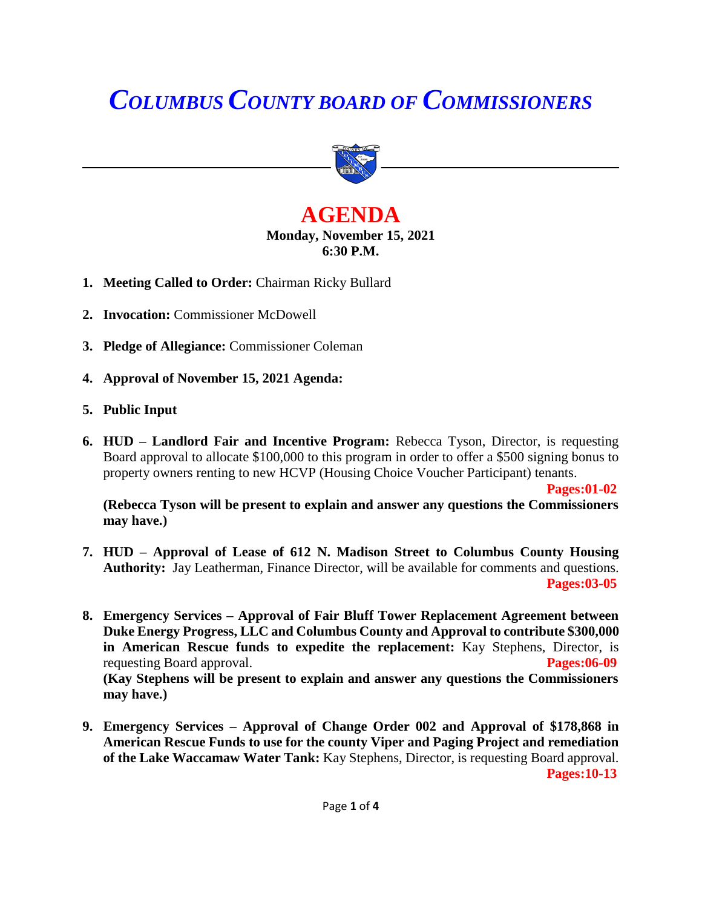# *COLUMBUS COUNTY BOARD OF COMMISSIONERS*

## AGENDA

**Monday, November 15, 2021**
**6:30 P.M.**

1. **Meeting Called to Order:** Chairman Ricky Bullard

2. **Invocation:** Commissioner McDowell

3. **Pledge of Allegiance:** Commissioner Coleman

4. **Approval of November 15, 2021 Agenda:**

5. **Public Input**

6. **HUD – Landlord Fair and Incentive Program:** Rebecca Tyson, Director, is requesting Board approval to allocate $100,000 to this program in order to offer a $500 signing bonus to property owners renting to new HCVP (Housing Choice Voucher Participant) tenants.
   **Pages:01-02**
   **(Rebecca Tyson will be present to explain and answer any questions the Commissioners may have.)**

7. **HUD – Approval of Lease of 612 N. Madison Street to Columbus County Housing Authority:** Jay Leatherman, Finance Director, will be available for comments and questions.
   **Pages:03-05**

8. **Emergency Services – Approval of Fair Bluff Tower Replacement Agreement between Duke Energy Progress, LLC and Columbus County and Approval to contribute $300,000 in American Rescue funds to expedite the replacement:** Kay Stephens, Director, is requesting Board approval. **Pages:06-09**
   **(Kay Stephens will be present to explain and answer any questions the Commissioners may have.)**

9. **Emergency Services – Approval of Change Order 002 and Approval of $178,868 in American Rescue Funds to use for the county Viper and Paging Project and remediation of the Lake Waccamaw Water Tank:** Kay Stephens, Director, is requesting Board approval.
   **Pages:10-13**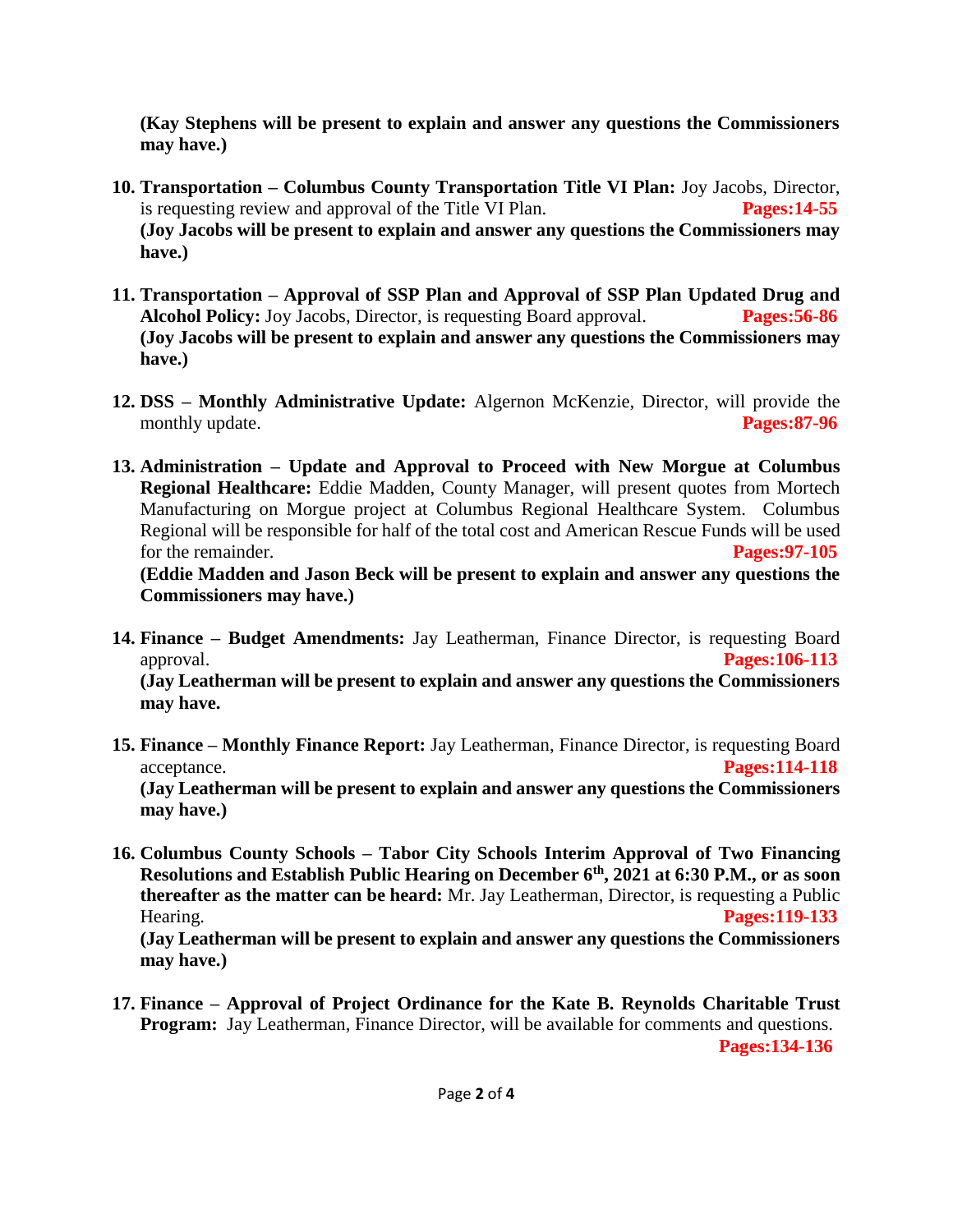**(Kay Stephens will be present to explain and answer any questions the Commissioners may have.)**

10. **Transportation – Columbus County Transportation Title VI Plan:** Joy Jacobs, Director, is requesting review and approval of the Title VI Plan. **Pages:14-55**
    **(Joy Jacobs will be present to explain and answer any questions the Commissioners may have.)**

11. **Transportation – Approval of SSP Plan and Approval of SSP Plan Updated Drug and Alcohol Policy:** Joy Jacobs, Director, is requesting Board approval. **Pages:56-86**
    **(Joy Jacobs will be present to explain and answer any questions the Commissioners may have.)**

12. **DSS – Monthly Administrative Update:** Algernon McKenzie, Director, will provide the monthly update. **Pages:87-96**

13. **Administration – Update and Approval to Proceed with New Morgue at Columbus Regional Healthcare:** Eddie Madden, County Manager, will present quotes from Mortech Manufacturing on Morgue project at Columbus Regional Healthcare System. Columbus Regional will be responsible for half of the total cost and American Rescue Funds will be used for the remainder. **Pages:97-105**
    **(Eddie Madden and Jason Beck will be present to explain and answer any questions the Commissioners may have.)**

14. **Finance – Budget Amendments:** Jay Leatherman, Finance Director, is requesting Board approval. **Pages:106-113**
    **(Jay Leatherman will be present to explain and answer any questions the Commissioners may have.**

15. **Finance – Monthly Finance Report:** Jay Leatherman, Finance Director, is requesting Board acceptance. **Pages:114-118**
    **(Jay Leatherman will be present to explain and answer any questions the Commissioners may have.)**

16. **Columbus County Schools – Tabor City Schools Interim Approval of Two Financing Resolutions and Establish Public Hearing on December 6th, 2021 at 6:30 P.M., or as soon thereafter as the matter can be heard:** Mr. Jay Leatherman, Director, is requesting a Public Hearing. **Pages:119-133**
    **(Jay Leatherman will be present to explain and answer any questions the Commissioners may have.)**

17. **Finance – Approval of Project Ordinance for the Kate B. Reynolds Charitable Trust Program:** Jay Leatherman, Finance Director, will be available for comments and questions. **Pages:134-136**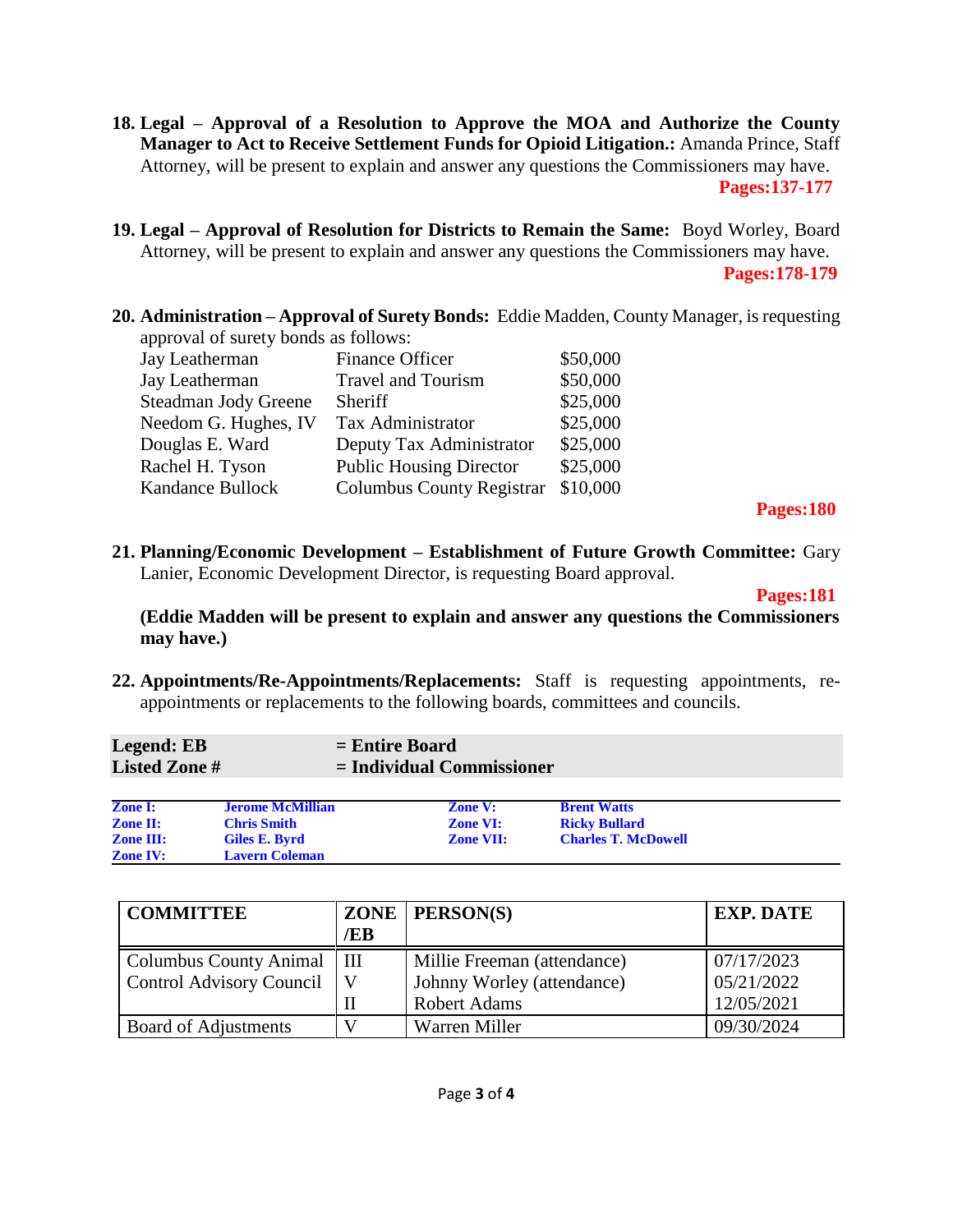18. **Legal – Approval of a Resolution to Approve the MOA and Authorize the County Manager to Act to Receive Settlement Funds for Opioid Litigation.:** Amanda Prince, Staff Attorney, will be present to explain and answer any questions the Commissioners may have.
**Pages:137-177**

19. **Legal – Approval of Resolution for Districts to Remain the Same:** Boyd Worley, Board Attorney, will be present to explain and answer any questions the Commissioners may have.
**Pages:178-179**

20. **Administration – Approval of Surety Bonds:** Eddie Madden, County Manager, is requesting approval of surety bonds as follows:

| | | |
|---|---|---|
| Jay Leatherman | Finance Officer | $50,000 |
| Jay Leatherman | Travel and Tourism | $50,000 |
| Steadman Jody Greene | Sheriff | $25,000 |
| Needom G. Hughes, IV | Tax Administrator | $25,000 |
| Douglas E. Ward | Deputy Tax Administrator | $25,000 |
| Rachel H. Tyson | Public Housing Director | $25,000 |
| Kandance Bullock | Columbus County Registrar | $10,000 |

**Pages:180**

21. **Planning/Economic Development – Establishment of Future Growth Committee:** Gary Lanier, Economic Development Director, is requesting Board approval.
**Pages:181**
**(Eddie Madden will be present to explain and answer any questions the Commissioners may have.)**

22. **Appointments/Re-Appointments/Replacements:** Staff is requesting appointments, re-appointments or replacements to the following boards, committees and councils.

| | |
|---|---|
| **Legend: EB** | **= Entire Board** |
| **Listed Zone #** | **= Individual Commissioner** |

| | | | |
|---|---|---|---|
| **Zone I:** | **Jerome McMillian** | **Zone V:** | **Brent Watts** |
| **Zone II:** | **Chris Smith** | **Zone VI:** | **Ricky Bullard** |
| **Zone III:** | **Giles E. Byrd** | **Zone VII:** | **Charles T. McDowell** |
| **Zone IV:** | **Lavern Coleman** | | |

| COMMITTEE | ZONE /EB | PERSON(S) | EXP. DATE |
|---|---|---|---|
| Columbus County Animal Control Advisory Council | III | Millie Freeman (attendance) | 07/17/2023 |
| | V | Johnny Worley (attendance) | 05/21/2022 |
| | II | Robert Adams | 12/05/2021 |
| Board of Adjustments | V | Warren Miller | 09/30/2024 |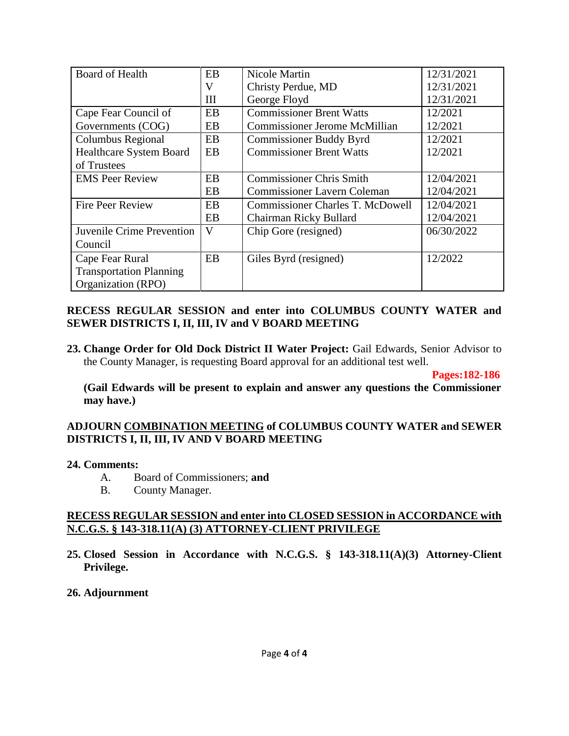| | | | |
|---|---|---|---|
| Board of Health | EB<br>V<br>III | Nicole Martin<br>Christy Perdue, MD<br>George Floyd | 12/31/2021<br>12/31/2021<br>12/31/2021 |
| Cape Fear Council of Governments (COG) | EB<br>EB | Commissioner Brent Watts<br>Commissioner Jerome McMillian | 12/2021<br>12/2021 |
| Columbus Regional Healthcare System Board of Trustees | EB<br>EB | Commissioner Buddy Byrd<br>Commissioner Brent Watts | 12/2021<br>12/2021 |
| EMS Peer Review | EB<br>EB | Commissioner Chris Smith<br>Commissioner Lavern Coleman | 12/04/2021<br>12/04/2021 |
| Fire Peer Review | EB<br>EB | Commissioner Charles T. McDowell<br>Chairman Ricky Bullard | 12/04/2021<br>12/04/2021 |
| Juvenile Crime Prevention Council | V | Chip Gore (resigned) | 06/30/2022 |
| Cape Fear Rural Transportation Planning Organization (RPO) | EB | Giles Byrd (resigned) | 12/2022 |

**RECESS REGULAR SESSION and enter into COLUMBUS COUNTY WATER and SEWER DISTRICTS I, II, III, IV and V BOARD MEETING**

**23. Change Order for Old Dock District II Water Project:** Gail Edwards, Senior Advisor to the County Manager, is requesting Board approval for an additional test well.

**Pages:182-186**

**(Gail Edwards will be present to explain and answer any questions the Commissioner may have.)**

**ADJOURN COMBINATION MEETING of COLUMBUS COUNTY WATER and SEWER DISTRICTS I, II, III, IV AND V BOARD MEETING**

**24. Comments:**

A. Board of Commissioners; **and**

B. County Manager.

**RECESS REGULAR SESSION and enter into CLOSED SESSION in ACCORDANCE with N.C.G.S. § 143-318.11(A) (3) ATTORNEY-CLIENT PRIVILEGE**

**25. Closed Session in Accordance with N.C.G.S. § 143-318.11(A)(3) Attorney-Client Privilege.**

**26. Adjournment**